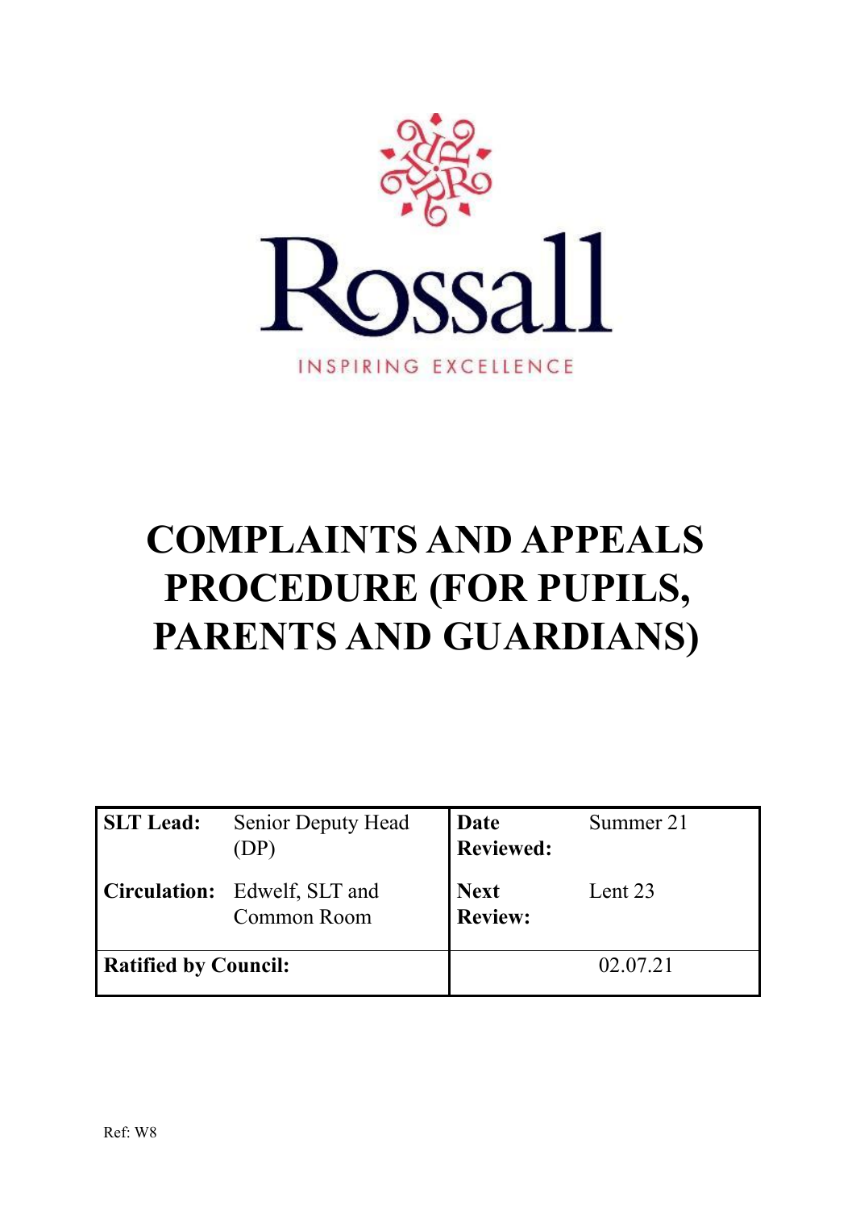Rossall

INSPIRING EXCELLENCE

# COMPLAINTS AND APPEALS PROCEDURE (FOR PUPILS, PARENTS AND GUARDIANS)

| **SLT Lead:** | Senior Deputy Head (DP) | **Date Reviewed:** | Summer 21 |
|---|---|---|---|
| **Circulation:** | Edwelf, SLT and Common Room | **Next Review:** | Lent 23 |
| **Ratified by Council:** | | 02.07.21 | |

Ref: W8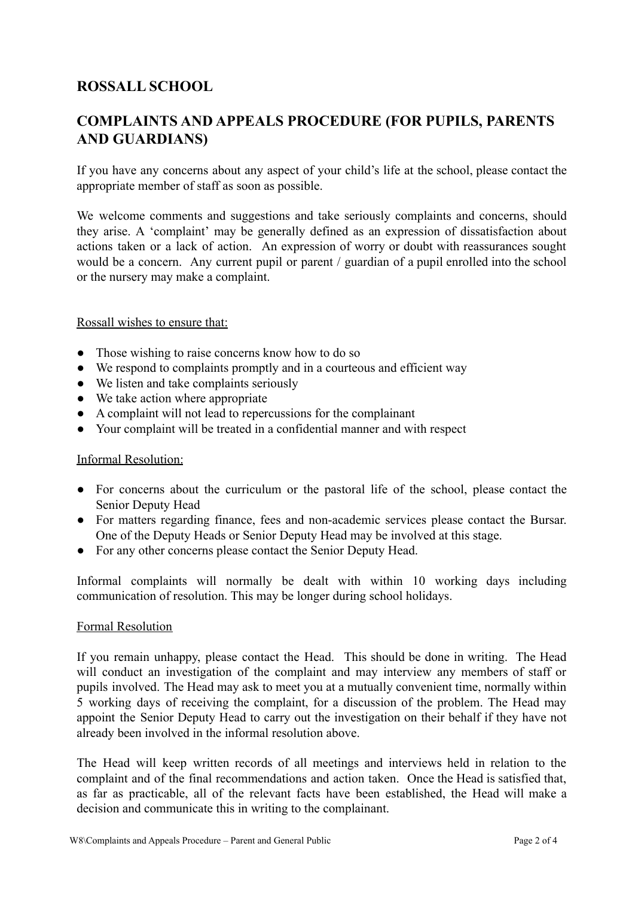# ROSSALL SCHOOL

## COMPLAINTS AND APPEALS PROCEDURE (FOR PUPILS, PARENTS AND GUARDIANS)

If you have any concerns about any aspect of your child's life at the school, please contact the appropriate member of staff as soon as possible.

We welcome comments and suggestions and take seriously complaints and concerns, should they arise. A 'complaint' may be generally defined as an expression of dissatisfaction about actions taken or a lack of action. An expression of worry or doubt with reassurances sought would be a concern. Any current pupil or parent / guardian of a pupil enrolled into the school or the nursery may make a complaint.

<u>Rossall wishes to ensure that:</u>

- Those wishing to raise concerns know how to do so
- We respond to complaints promptly and in a courteous and efficient way
- We listen and take complaints seriously
- We take action where appropriate
- A complaint will not lead to repercussions for the complainant
- Your complaint will be treated in a confidential manner and with respect

<u>Informal Resolution:</u>

- For concerns about the curriculum or the pastoral life of the school, please contact the Senior Deputy Head
- For matters regarding finance, fees and non-academic services please contact the Bursar. One of the Deputy Heads or Senior Deputy Head may be involved at this stage.
- For any other concerns please contact the Senior Deputy Head.

Informal complaints will normally be dealt with within 10 working days including communication of resolution. This may be longer during school holidays.

<u>Formal Resolution</u>

If you remain unhappy, please contact the Head. This should be done in writing. The Head will conduct an investigation of the complaint and may interview any members of staff or pupils involved. The Head may ask to meet you at a mutually convenient time, normally within 5 working days of receiving the complaint, for a discussion of the problem. The Head may appoint the Senior Deputy Head to carry out the investigation on their behalf if they have not already been involved in the informal resolution above.

The Head will keep written records of all meetings and interviews held in relation to the complaint and of the final recommendations and action taken. Once the Head is satisfied that, as far as practicable, all of the relevant facts have been established, the Head will make a decision and communicate this in writing to the complainant.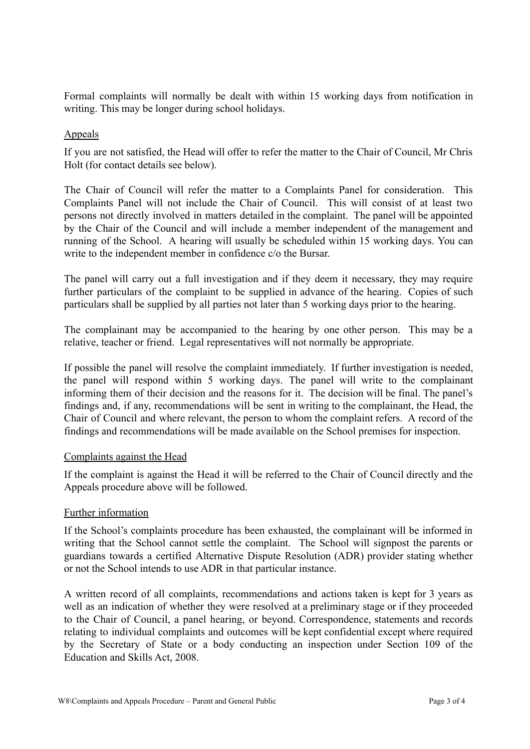Formal complaints will normally be dealt with within 15 working days from notification in writing. This may be longer during school holidays.

## Appeals

If you are not satisfied, the Head will offer to refer the matter to the Chair of Council, Mr Chris Holt (for contact details see below).

The Chair of Council will refer the matter to a Complaints Panel for consideration. This Complaints Panel will not include the Chair of Council. This will consist of at least two persons not directly involved in matters detailed in the complaint. The panel will be appointed by the Chair of the Council and will include a member independent of the management and running of the School. A hearing will usually be scheduled within 15 working days. You can write to the independent member in confidence c/o the Bursar.

The panel will carry out a full investigation and if they deem it necessary, they may require further particulars of the complaint to be supplied in advance of the hearing. Copies of such particulars shall be supplied by all parties not later than 5 working days prior to the hearing.

The complainant may be accompanied to the hearing by one other person. This may be a relative, teacher or friend. Legal representatives will not normally be appropriate.

If possible the panel will resolve the complaint immediately. If further investigation is needed, the panel will respond within 5 working days. The panel will write to the complainant informing them of their decision and the reasons for it. The decision will be final. The panel's findings and, if any, recommendations will be sent in writing to the complainant, the Head, the Chair of Council and where relevant, the person to whom the complaint refers. A record of the findings and recommendations will be made available on the School premises for inspection.

## Complaints against the Head

If the complaint is against the Head it will be referred to the Chair of Council directly and the Appeals procedure above will be followed.

## Further information

If the School's complaints procedure has been exhausted, the complainant will be informed in writing that the School cannot settle the complaint. The School will signpost the parents or guardians towards a certified Alternative Dispute Resolution (ADR) provider stating whether or not the School intends to use ADR in that particular instance.

A written record of all complaints, recommendations and actions taken is kept for 3 years as well as an indication of whether they were resolved at a preliminary stage or if they proceeded to the Chair of Council, a panel hearing, or beyond. Correspondence, statements and records relating to individual complaints and outcomes will be kept confidential except where required by the Secretary of State or a body conducting an inspection under Section 109 of the Education and Skills Act, 2008.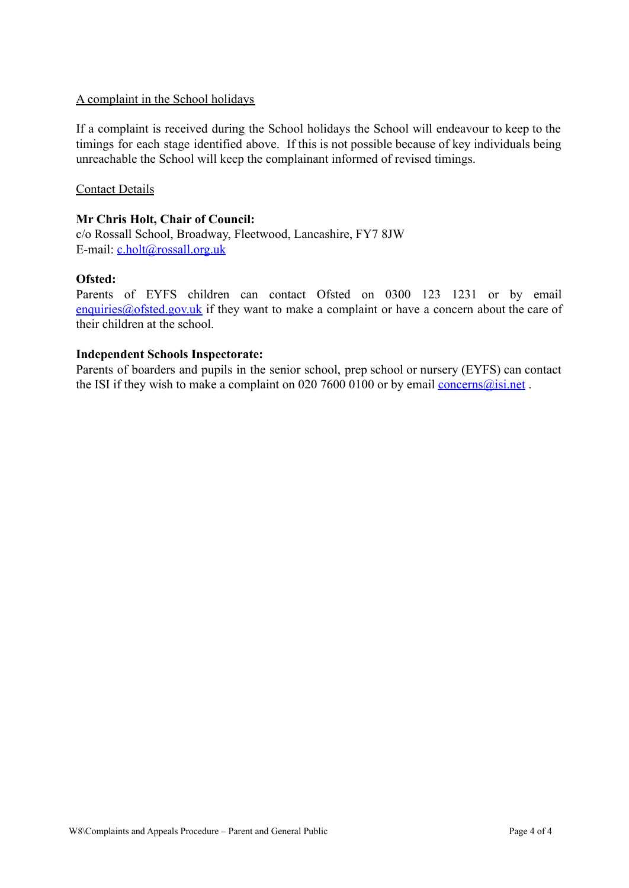A complaint in the School holidays

If a complaint is received during the School holidays the School will endeavour to keep to the timings for each stage identified above. If this is not possible because of key individuals being unreachable the School will keep the complainant informed of revised timings.

Contact Details

**Mr Chris Holt, Chair of Council:**
c/o Rossall School, Broadway, Fleetwood, Lancashire, FY7 8JW
E-mail: c.holt@rossall.org.uk

**Ofsted:**
Parents of EYFS children can contact Ofsted on 0300 123 1231 or by email enquiries@ofsted.gov.uk if they want to make a complaint or have a concern about the care of their children at the school.

**Independent Schools Inspectorate:**
Parents of boarders and pupils in the senior school, prep school or nursery (EYFS) can contact the ISI if they wish to make a complaint on 020 7600 0100 or by email concerns@isi.net .